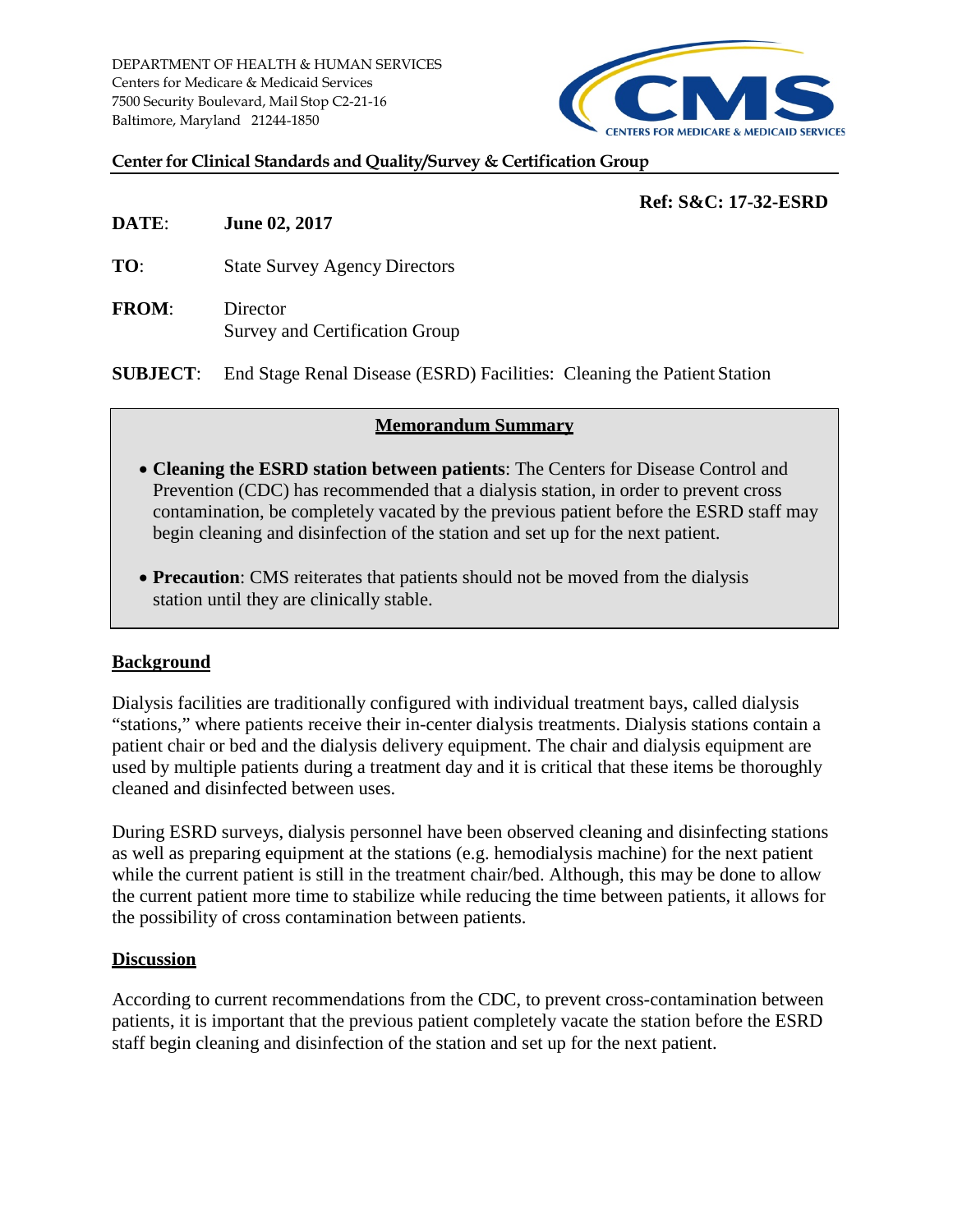DEPARTMENT OF HEALTH & HUMAN SERVICES
Centers for Medicare & Medicaid Services
7500 Security Boulevard, Mail Stop C2-21-16
Baltimore, Maryland 21244-1850

**Center for Clinical Standards and Quality/Survey & Certification Group**

**Ref: S&C: 17-32-ESRD**

**DATE**: **June 02, 2017**

**TO**: State Survey Agency Directors

**FROM**: Director
Survey and Certification Group

**SUBJECT**: End Stage Renal Disease (ESRD) Facilities: Cleaning the Patient Station

## Memorandum Summary

- **Cleaning the ESRD station between patients**: The Centers for Disease Control and Prevention (CDC) has recommended that a dialysis station, in order to prevent cross contamination, be completely vacated by the previous patient before the ESRD staff may begin cleaning and disinfection of the station and set up for the next patient.
- **Precaution**: CMS reiterates that patients should not be moved from the dialysis station until they are clinically stable.

## Background

Dialysis facilities are traditionally configured with individual treatment bays, called dialysis "stations," where patients receive their in-center dialysis treatments. Dialysis stations contain a patient chair or bed and the dialysis delivery equipment. The chair and dialysis equipment are used by multiple patients during a treatment day and it is critical that these items be thoroughly cleaned and disinfected between uses.

During ESRD surveys, dialysis personnel have been observed cleaning and disinfecting stations as well as preparing equipment at the stations (e.g. hemodialysis machine) for the next patient while the current patient is still in the treatment chair/bed. Although, this may be done to allow the current patient more time to stabilize while reducing the time between patients, it allows for the possibility of cross contamination between patients.

## Discussion

According to current recommendations from the CDC, to prevent cross-contamination between patients, it is important that the previous patient completely vacate the station before the ESRD staff begin cleaning and disinfection of the station and set up for the next patient.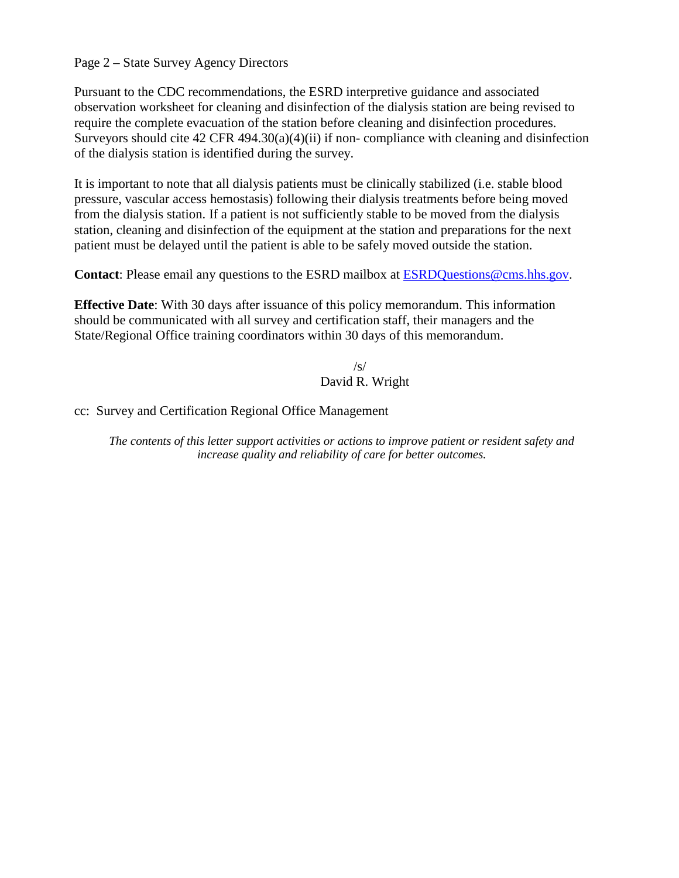Pursuant to the CDC recommendations, the ESRD interpretive guidance and associated observation worksheet for cleaning and disinfection of the dialysis station are being revised to require the complete evacuation of the station before cleaning and disinfection procedures. Surveyors should cite 42 CFR 494.30(a)(4)(ii) if non- compliance with cleaning and disinfection of the dialysis station is identified during the survey.

It is important to note that all dialysis patients must be clinically stabilized (i.e. stable blood pressure, vascular access hemostasis) following their dialysis treatments before being moved from the dialysis station. If a patient is not sufficiently stable to be moved from the dialysis station, cleaning and disinfection of the equipment at the station and preparations for the next patient must be delayed until the patient is able to be safely moved outside the station.

**Contact**: Please email any questions to the ESRD mailbox at [ESRDQuestions@cms.hhs.gov](mailto:ESRDQuestions@cms.hhs.gov).

**Effective Date**: With 30 days after issuance of this policy memorandum. This information should be communicated with all survey and certification staff, their managers and the State/Regional Office training coordinators within 30 days of this memorandum.

/s/
David R. Wright

cc: Survey and Certification Regional Office Management

*The contents of this letter support activities or actions to improve patient or resident safety and increase quality and reliability of care for better outcomes.*